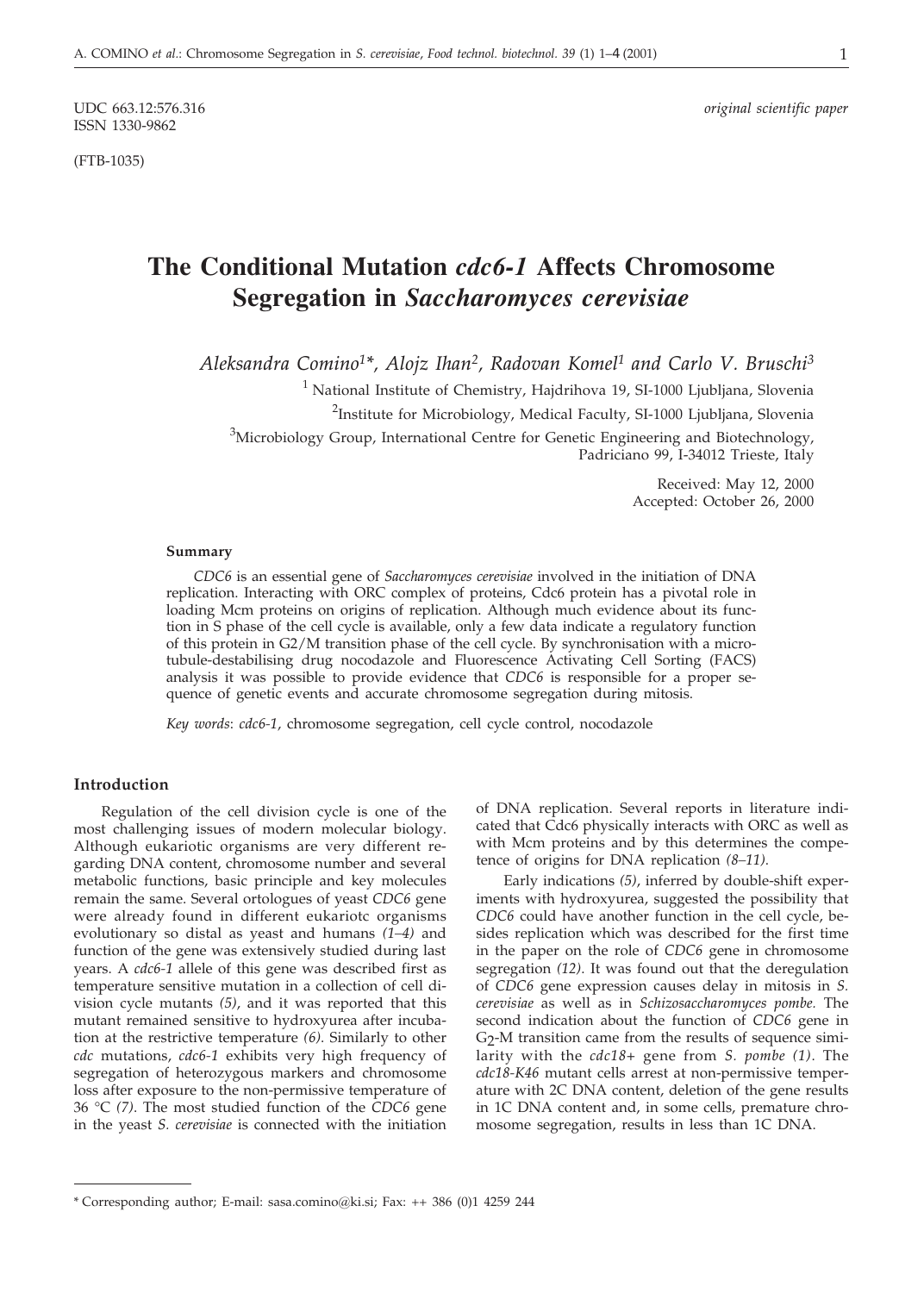UDC 663.12:576.316
ISSN 1330-9862

*original scientific paper*

(FTB-1035)

# The Conditional Mutation *cdc6-1* Affects Chromosome Segregation in *Saccharomyces cerevisiae*

*Aleksandra Comino[1]\*, Alojz Ihan[2], Radovan Komel[1] and Carlo V. Bruschi[3]*

[1] National Institute of Chemistry, Hajdrihova 19, SI-1000 Ljubljana, Slovenia

[2] Institute for Microbiology, Medical Faculty, SI-1000 Ljubljana, Slovenia

[3] Microbiology Group, International Centre for Genetic Engineering and Biotechnology, Padriciano 99, I-34012 Trieste, Italy

Received: May 12, 2000
Accepted: October 26, 2000

### Summary

*CDC6* is an essential gene of *Saccharomyces cerevisiae* involved in the initiation of DNA replication. Interacting with ORC complex of proteins, Cdc6 protein has a pivotal role in loading Mcm proteins on origins of replication. Although much evidence about its function in S phase of the cell cycle is available, only a few data indicate a regulatory function of this protein in G2/M transition phase of the cell cycle. By synchronisation with a microtubule-destabilising drug nocodazole and Fluorescence Activating Cell Sorting (FACS) analysis it was possible to provide evidence that *CDC6* is responsible for a proper sequence of genetic events and accurate chromosome segregation during mitosis.

*Key words*: *cdc6-1*, chromosome segregation, cell cycle control, nocodazole

## Introduction

Regulation of the cell division cycle is one of the most challenging issues of modern molecular biology. Although eukariotic organisms are very different regarding DNA content, chromosome number and several metabolic functions, basic principle and key molecules remain the same. Several ortologues of yeast *CDC6* gene were already found in different eukariotc organisms evolutionary so distal as yeast and humans *(1–4)* and function of the gene was extensively studied during last years. A *cdc6-1* allele of this gene was described first as temperature sensitive mutation in a collection of cell division cycle mutants *(5)*, and it was reported that this mutant remained sensitive to hydroxyurea after incubation at the restrictive temperature *(6)*. Similarly to other *cdc* mutations, *cdc6-1* exhibits very high frequency of segregation of heterozygous markers and chromosome loss after exposure to the non-permissive temperature of 36 °C *(7)*. The most studied function of the *CDC6* gene in the yeast *S. cerevisiae* is connected with the initiation of DNA replication. Several reports in literature indicated that Cdc6 physically interacts with ORC as well as with Mcm proteins and by this determines the competence of origins for DNA replication *(8–11)*.

Early indications *(5)*, inferred by double-shift experiments with hydroxyurea, suggested the possibility that *CDC6* could have another function in the cell cycle, besides replication which was described for the first time in the paper on the role of *CDC6* gene in chromosome segregation *(12)*. It was found out that the deregulation of *CDC6* gene expression causes delay in mitosis in *S. cerevisiae* as well as in *Schizosaccharomyces pombe.* The second indication about the function of *CDC6* gene in $G_2$-M transition came from the results of sequence similarity with the *cdc18+* gene from *S. pombe (1)*. The *cdc18-K46* mutant cells arrest at non-permissive temperature with 2C DNA content, deletion of the gene results in 1C DNA content and, in some cells, premature chromosome segregation, results in less than 1C DNA.

\* Corresponding author; E-mail: sasa.comino@ki.si; Fax: ++ 386 (0)1 4259 244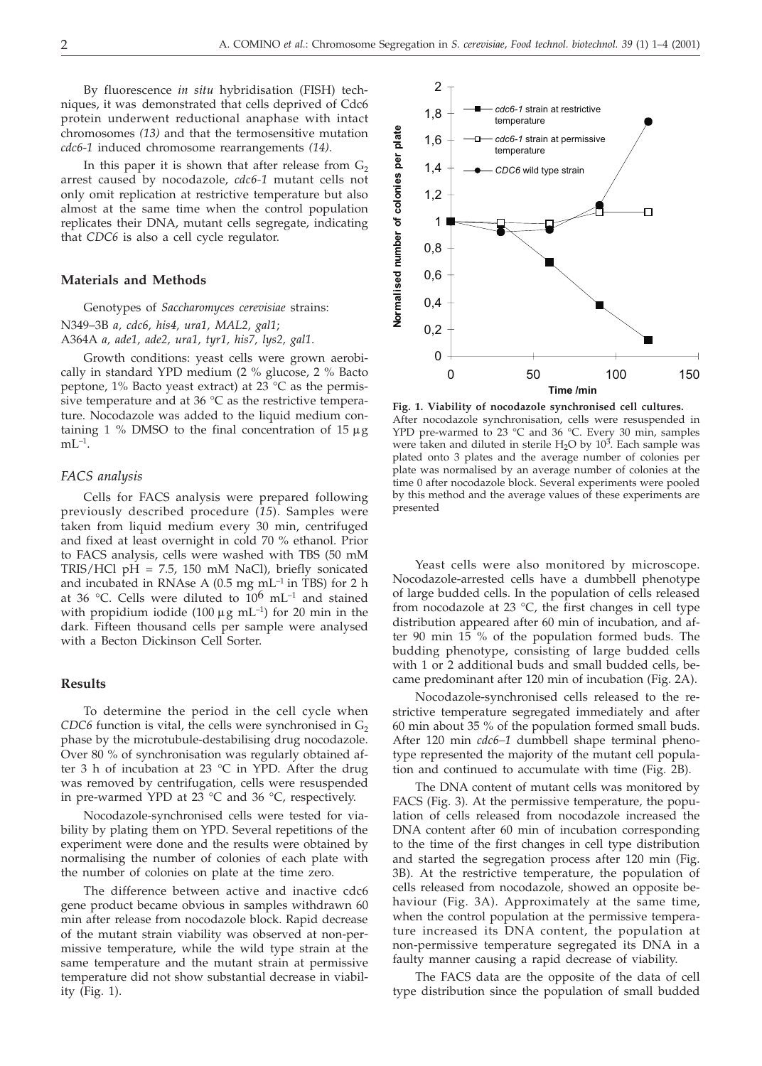By fluorescence *in situ* hybridisation (FISH) techniques, it was demonstrated that cells deprived of Cdc6 protein underwent reductional anaphase with intact chromosomes *(13)* and that the termosensitive mutation *cdc6-1* induced chromosome rearrangements *(14)*.

In this paper it is shown that after release from $G_2$ arrest caused by nocodazole, *cdc6-1* mutant cells not only omit replication at restrictive temperature but also almost at the same time when the control population replicates their DNA, mutant cells segregate, indicating that *CDC6* is also a cell cycle regulator.

## Materials and Methods

Genotypes of *Saccharomyces cerevisiae* strains:
N349–3B *a, cdc6, his4, ura1, MAL2, gal1*;
A364A *a, ade1, ade2, ura1, tyr1, his7, lys2, gal1*.

Growth conditions: yeast cells were grown aerobically in standard YPD medium (2 % glucose, 2 % Bacto peptone, 1% Bacto yeast extract) at 23 °C as the permissive temperature and at 36 °C as the restrictive temperature. Nocodazole was added to the liquid medium containing 1 % DMSO to the final concentration of 15 μg $mL^{-1}$.

### *FACS analysis*

Cells for FACS analysis were prepared following previously described procedure (*15*). Samples were taken from liquid medium every 30 min, centrifuged and fixed at least overnight in cold 70 % ethanol. Prior to FACS analysis, cells were washed with TBS (50 mM TRIS/HCl pH = 7.5, 150 mM NaCl), briefly sonicated and incubated in RNAse A (0.5 mg $mL^{-1}$ in TBS) for 2 h at 36 °C. Cells were diluted to $10^6$ $mL^{-1}$ and stained with propidium iodide (100 μg $mL^{-1}$) for 20 min in the dark. Fifteen thousand cells per sample were analysed with a Becton Dickinson Cell Sorter.

## Results

To determine the period in the cell cycle when *CDC6* function is vital, the cells were synchronised in $G_2$ phase by the microtubule-destabilising drug nocodazole. Over 80 % of synchronisation was regularly obtained after 3 h of incubation at 23 °C in YPD. After the drug was removed by centrifugation, cells were resuspended in pre-warmed YPD at 23 °C and 36 °C, respectively.

Nocodazole-synchronised cells were tested for viability by plating them on YPD. Several repetitions of the experiment were done and the results were obtained by normalising the number of colonies of each plate with the number of colonies on plate at the time zero.

The difference between active and inactive cdc6 gene product became obvious in samples withdrawn 60 min after release from nocodazole block. Rapid decrease of the mutant strain viability was observed at non-permissive temperature, while the wild type strain at the same temperature and the mutant strain at permissive temperature did not show substantial decrease in viability (Fig. 1).

**Fig. 1. Viability of nocodazole synchronised cell cultures.** After nocodazole synchronisation, cells were resuspended in YPD pre-warmed to 23 °C and 36 °C. Every 30 min, samples were taken and diluted in sterile $H_2O$ by $10^3$. Each sample was plated onto 3 plates and the average number of colonies per plate was normalised by an average number of colonies at the time 0 after nocodazole block. Several experiments were pooled by this method and the average values of these experiments are presented

Yeast cells were also monitored by microscope. Nocodazole-arrested cells have a dumbbell phenotype of large budded cells. In the population of cells released from nocodazole at 23 °C, the first changes in cell type distribution appeared after 60 min of incubation, and after 90 min 15 % of the population formed buds. The budding phenotype, consisting of large budded cells with 1 or 2 additional buds and small budded cells, became predominant after 120 min of incubation (Fig. 2A).

Nocodazole-synchronised cells released to the restrictive temperature segregated immediately and after 60 min about 35 % of the population formed small buds. After 120 min *cdc6–1* dumbbell shape terminal phenotype represented the majority of the mutant cell population and continued to accumulate with time (Fig. 2B).

The DNA content of mutant cells was monitored by FACS (Fig. 3). At the permissive temperature, the population of cells released from nocodazole increased the DNA content after 60 min of incubation corresponding to the time of the first changes in cell type distribution and started the segregation process after 120 min (Fig. 3B). At the restrictive temperature, the population of cells released from nocodazole, showed an opposite behaviour (Fig. 3A). Approximately at the same time, when the control population at the permissive temperature increased its DNA content, the population at non-permissive temperature segregated its DNA in a faulty manner causing a rapid decrease of viability.

The FACS data are the opposite of the data of cell type distribution since the population of small budded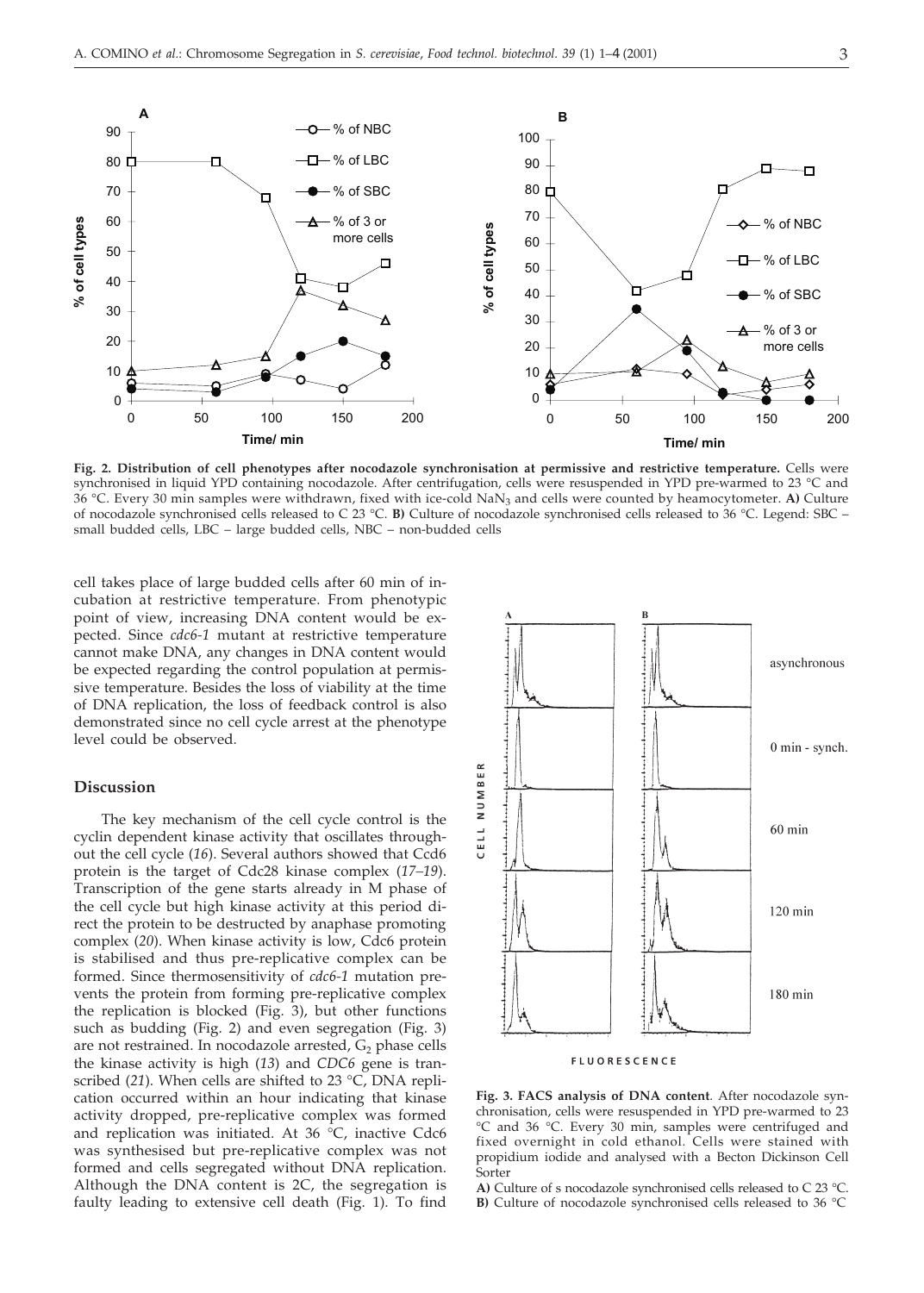**Fig. 2. Distribution of cell phenotypes after nocodazole synchronisation at permissive and restrictive temperature.** Cells were synchronised in liquid YPD containing nocodazole. After centrifugation, cells were resuspended in YPD pre-warmed to 23 °C and 36 °C. Every 30 min samples were withdrawn, fixed with ice-cold $NaN_3$ and cells were counted by heamocytometer. **A)** Culture of nocodazole synchronised cells released to C 23 °C. **B)** Culture of nocodazole synchronised cells released to 36 °C. Legend: SBC – small budded cells, LBC – large budded cells, NBC – non-budded cells

cell takes place of large budded cells after 60 min of incubation at restrictive temperature. From phenotypic point of view, increasing DNA content would be expected. Since *cdc6-1* mutant at restrictive temperature cannot make DNA, any changes in DNA content would be expected regarding the control population at permissive temperature. Besides the loss of viability at the time of DNA replication, the loss of feedback control is also demonstrated since no cell cycle arrest at the phenotype level could be observed.

## Discussion

The key mechanism of the cell cycle control is the cyclin dependent kinase activity that oscillates throughout the cell cycle (*16*). Several authors showed that Ccd6 protein is the target of Cdc28 kinase complex (*17–19*). Transcription of the gene starts already in M phase of the cell cycle but high kinase activity at this period direct the protein to be destructed by anaphase promoting complex (*20*). When kinase activity is low, Cdc6 protein is stabilised and thus pre-replicative complex can be formed. Since thermosensitivity of *cdc6-1* mutation prevents the protein from forming pre-replicative complex the replication is blocked (Fig. 3), but other functions such as budding (Fig. 2) and even segregation (Fig. 3) are not restrained. In nocodazole arrested, $G_2$ phase cells the kinase activity is high (*13*) and *CDC6* gene is transcribed (*21*). When cells are shifted to 23 °C, DNA replication occurred within an hour indicating that kinase activity dropped, pre-replicative complex was formed and replication was initiated. At 36 °C, inactive Cdc6 was synthesised but pre-replicative complex was not formed and cells segregated without DNA replication. Although the DNA content is 2C, the segregation is faulty leading to extensive cell death (Fig. 1). To find

**Fig. 3. FACS analysis of DNA content**. After nocodazole synchronisation, cells were resuspended in YPD pre-warmed to 23 °C and 36 °C. Every 30 min, samples were centrifuged and fixed overnight in cold ethanol. Cells were stained with propidium iodide and analysed with a Becton Dickinson Cell Sorter

**A)** Culture of s nocodazole synchronised cells released to C 23 °C.
**B)** Culture of nocodazole synchronised cells released to 36 °C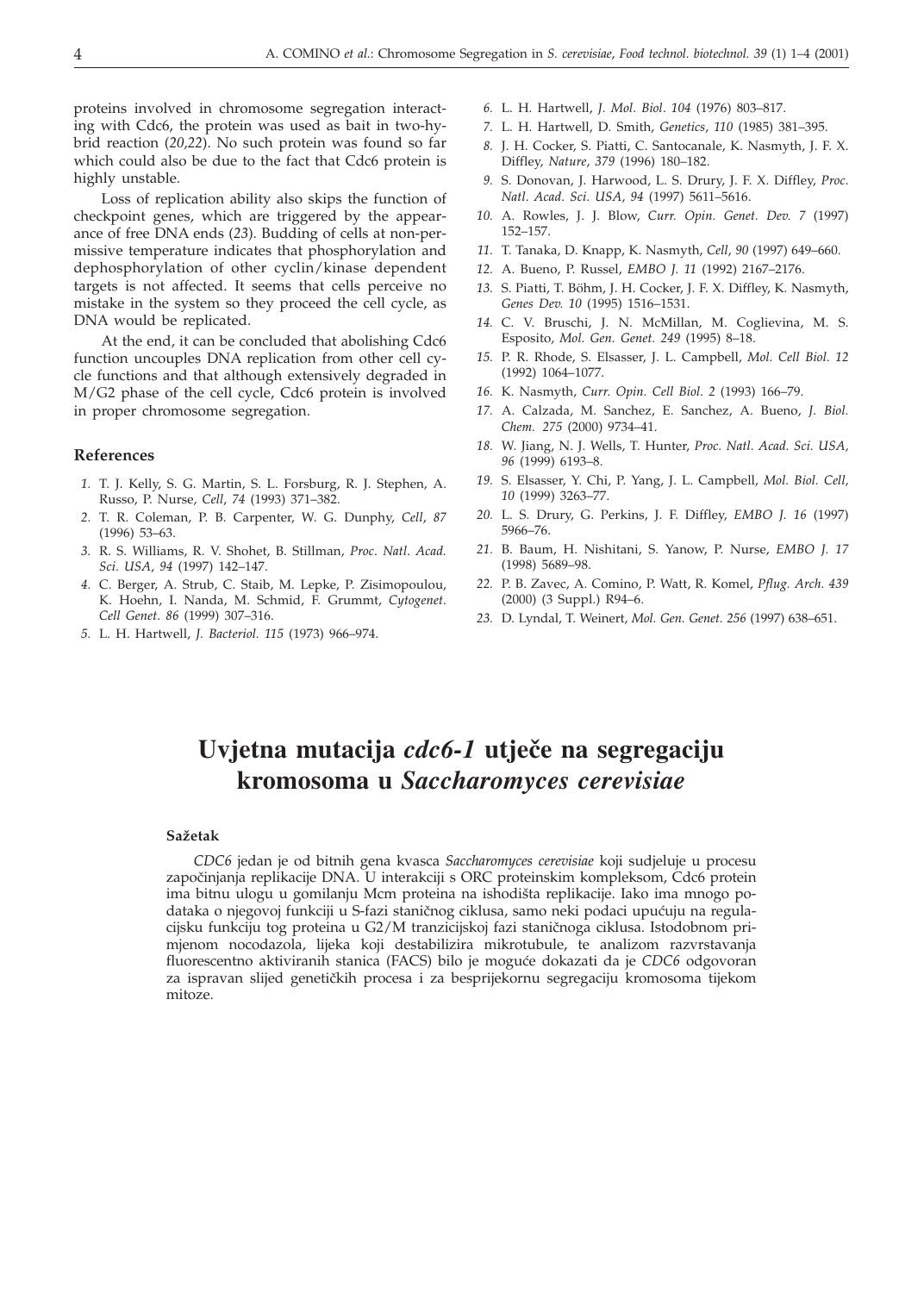proteins involved in chromosome segregation interacting with Cdc6, the protein was used as bait in two-hybrid reaction (*20,22*). No such protein was found so far which could also be due to the fact that Cdc6 protein is highly unstable.

Loss of replication ability also skips the function of checkpoint genes, which are triggered by the appearance of free DNA ends (*23*). Budding of cells at non-permissive temperature indicates that phosphorylation and dephosphorylation of other cyclin/kinase dependent targets is not affected. It seems that cells perceive no mistake in the system so they proceed the cell cycle, as DNA would be replicated.

At the end, it can be concluded that abolishing Cdc6 function uncouples DNA replication from other cell cycle functions and that although extensively degraded in M/G2 phase of the cell cycle, Cdc6 protein is involved in proper chromosome segregation.

## References

1. T. J. Kelly, S. G. Martin, S. L. Forsburg, R. J. Stephen, A. Russo, P. Nurse, *Cell, 74* (1993) 371–382.
2. T. R. Coleman, P. B. Carpenter, W. G. Dunphy, *Cell, 87* (1996) 53–63.
3. R. S. Williams, R. V. Shohet, B. Stillman, *Proc. Natl. Acad. Sci. USA, 94* (1997) 142–147.
4. C. Berger, A. Strub, C. Staib, M. Lepke, P. Zisimopoulou, K. Hoehn, I. Nanda, M. Schmid, F. Grummt, *Cytogenet. Cell Genet. 86* (1999) 307–316.
5. L. H. Hartwell, *J. Bacteriol. 115* (1973) 966–974.
6. L. H. Hartwell, *J. Mol. Biol. 104* (1976) 803–817.
7. L. H. Hartwell, D. Smith, *Genetics, 110* (1985) 381–395.
8. J. H. Cocker, S. Piatti, C. Santocanale, K. Nasmyth, J. F. X. Diffley, *Nature, 379* (1996) 180–182.
9. S. Donovan, J. Harwood, L. S. Drury, J. F. X. Diffley, *Proc. Natl. Acad. Sci. USA, 94* (1997) 5611–5616.
10. A. Rowles, J. J. Blow, *Curr. Opin. Genet. Dev. 7* (1997) 152–157.
11. T. Tanaka, D. Knapp, K. Nasmyth, *Cell, 90* (1997) 649–660.
12. A. Bueno, P. Russel, *EMBO J. 11* (1992) 2167–2176.
13. S. Piatti, T. Böhm, J. H. Cocker, J. F. X. Diffley, K. Nasmyth, *Genes Dev. 10* (1995) 1516–1531.
14. C. V. Bruschi, J. N. McMillan, M. Coglievina, M. S. Esposito, *Mol. Gen. Genet. 249* (1995) 8–18.
15. P. R. Rhode, S. Elsasser, J. L. Campbell, *Mol. Cell Biol. 12* (1992) 1064–1077.
16. K. Nasmyth, *Curr. Opin. Cell Biol. 2* (1993) 166–79.
17. A. Calzada, M. Sanchez, E. Sanchez, A. Bueno, *J. Biol. Chem. 275* (2000) 9734–41.
18. W. Jiang, N. J. Wells, T. Hunter, *Proc. Natl. Acad. Sci. USA, 96* (1999) 6193–8.
19. S. Elsasser, Y. Chi, P. Yang, J. L. Campbell, *Mol. Biol. Cell, 10* (1999) 3263–77.
20. L. S. Drury, G. Perkins, J. F. Diffley, *EMBO J. 16* (1997) 5966–76.
21. B. Baum, H. Nishitani, S. Yanow, P. Nurse, *EMBO J. 17* (1998) 5689–98.
22. P. B. Zavec, A. Comino, P. Watt, R. Komel, *Pflug. Arch. 439* (2000) (3 Suppl.) R94–6.
23. D. Lyndal, T. Weinert, *Mol. Gen. Genet. 256* (1997) 638–651.

# Uvjetna mutacija *cdc6-1* utječe na segregaciju kromosoma u *Saccharomyces cerevisiae*

### Sažetak

*CDC6* jedan je od bitnih gena kvasca *Saccharomyces cerevisiae* koji sudjeluje u procesu započinjanja replikacije DNA. U interakciji s ORC proteinskim kompleksom, Cdc6 protein ima bitnu ulogu u gomilanju Mcm proteina na ishodišta replikacije. Iako ima mnogo podataka o njegovoj funkciji u S-fazi staničnog ciklusa, samo neki podaci upućuju na regulacijsku funkciju tog proteina u G2/M tranzicijskoj fazi staničnoga ciklusa. Istodobnom primjenom nocodazola, lijeka koji destabilizira mikrotubule, te analizom razvrstavanja fluorescentno aktiviranih stanica (FACS) bilo je moguće dokazati da je *CDC6* odgovoran za ispravan slijed genetičkih procesa i za besprijekornu segregaciju kromosoma tijekom mitoze.